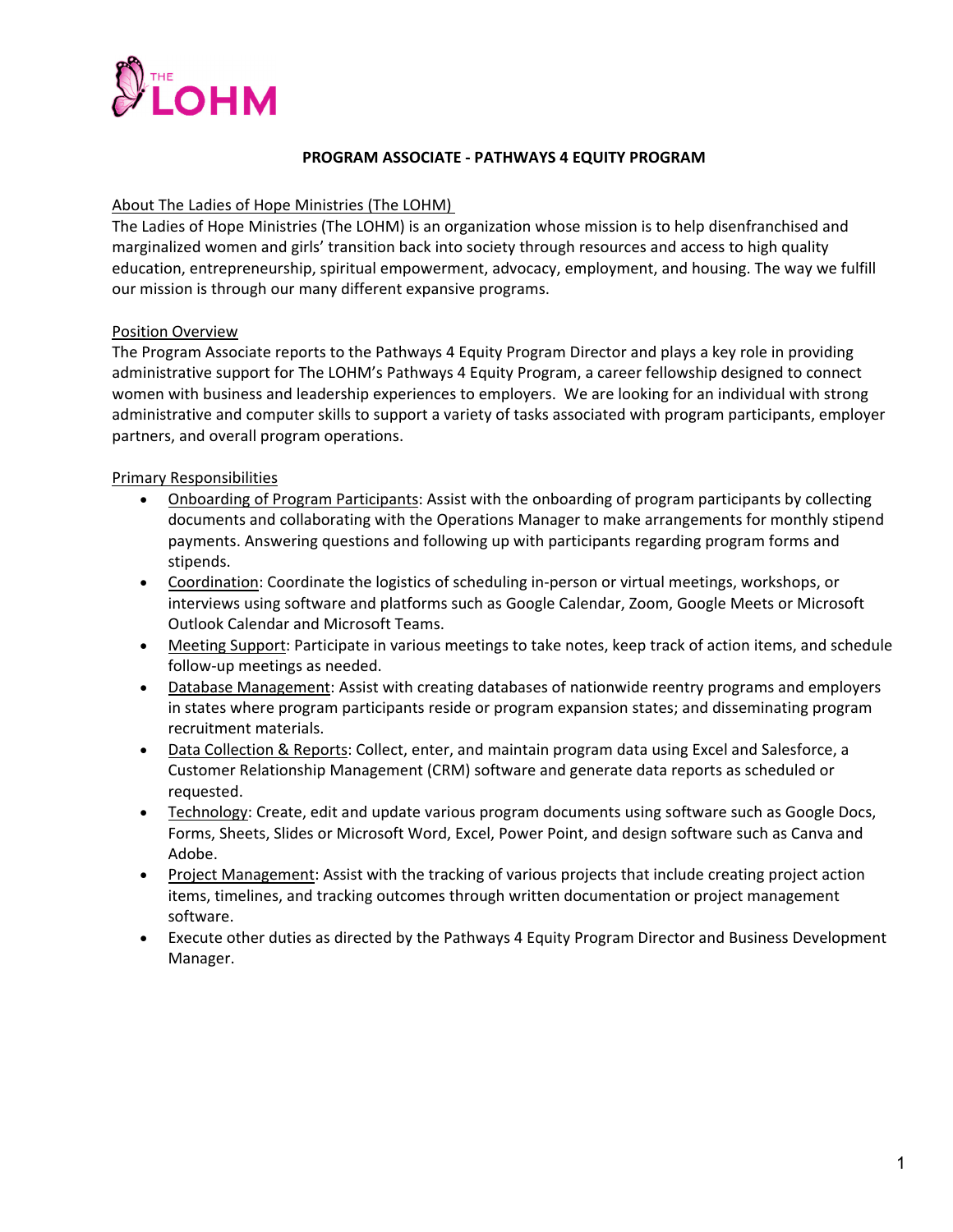THE LOHM

# PROGRAM ASSOCIATE - PATHWAYS 4 EQUITY PROGRAM

## About The Ladies of Hope Ministries (The LOHM)

The Ladies of Hope Ministries (The LOHM) is an organization whose mission is to help disenfranchised and marginalized women and girls' transition back into society through resources and access to high quality education, entrepreneurship, spiritual empowerment, advocacy, employment, and housing. The way we fulfill our mission is through our many different expansive programs.

## Position Overview

The Program Associate reports to the Pathways 4 Equity Program Director and plays a key role in providing administrative support for The LOHM's Pathways 4 Equity Program, a career fellowship designed to connect women with business and leadership experiences to employers. We are looking for an individual with strong administrative and computer skills to support a variety of tasks associated with program participants, employer partners, and overall program operations.

## Primary Responsibilities

- Onboarding of Program Participants: Assist with the onboarding of program participants by collecting documents and collaborating with the Operations Manager to make arrangements for monthly stipend payments. Answering questions and following up with participants regarding program forms and stipends.
- Coordination: Coordinate the logistics of scheduling in-person or virtual meetings, workshops, or interviews using software and platforms such as Google Calendar, Zoom, Google Meets or Microsoft Outlook Calendar and Microsoft Teams.
- Meeting Support: Participate in various meetings to take notes, keep track of action items, and schedule follow-up meetings as needed.
- Database Management: Assist with creating databases of nationwide reentry programs and employers in states where program participants reside or program expansion states; and disseminating program recruitment materials.
- Data Collection & Reports: Collect, enter, and maintain program data using Excel and Salesforce, a Customer Relationship Management (CRM) software and generate data reports as scheduled or requested.
- Technology: Create, edit and update various program documents using software such as Google Docs, Forms, Sheets, Slides or Microsoft Word, Excel, Power Point, and design software such as Canva and Adobe.
- Project Management: Assist with the tracking of various projects that include creating project action items, timelines, and tracking outcomes through written documentation or project management software.
- Execute other duties as directed by the Pathways 4 Equity Program Director and Business Development Manager.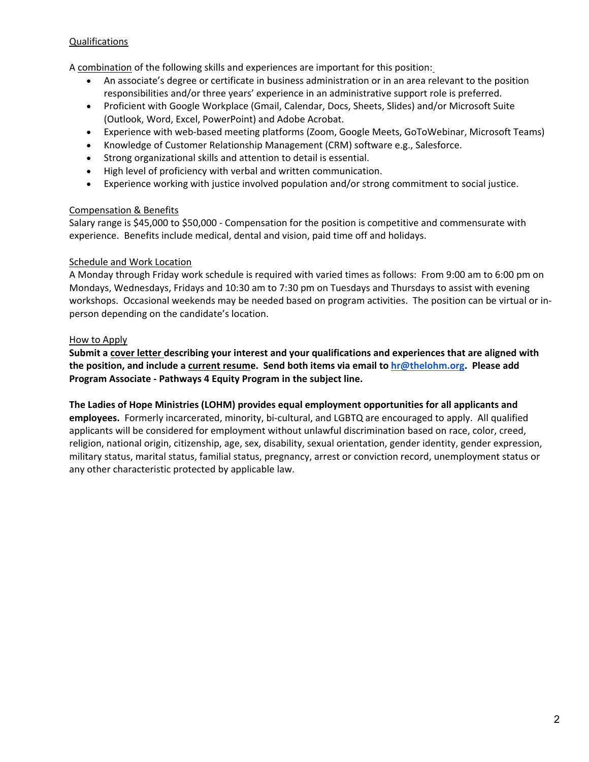## Qualifications

A combination of the following skills and experiences are important for this position:

- An associate's degree or certificate in business administration or in an area relevant to the position responsibilities and/or three years' experience in an administrative support role is preferred.
- Proficient with Google Workplace (Gmail, Calendar, Docs, Sheets, Slides) and/or Microsoft Suite (Outlook, Word, Excel, PowerPoint) and Adobe Acrobat.
- Experience with web-based meeting platforms (Zoom, Google Meets, GoToWebinar, Microsoft Teams)
- Knowledge of Customer Relationship Management (CRM) software e.g., Salesforce.
- Strong organizational skills and attention to detail is essential.
- High level of proficiency with verbal and written communication.
- Experience working with justice involved population and/or strong commitment to social justice.

## Compensation & Benefits

Salary range is $45,000 to $50,000 - Compensation for the position is competitive and commensurate with experience. Benefits include medical, dental and vision, paid time off and holidays.

## Schedule and Work Location

A Monday through Friday work schedule is required with varied times as follows: From 9:00 am to 6:00 pm on Mondays, Wednesdays, Fridays and 10:30 am to 7:30 pm on Tuesdays and Thursdays to assist with evening workshops. Occasional weekends may be needed based on program activities. The position can be virtual or in-person depending on the candidate's location.

## How to Apply

**Submit a cover letter describing your interest and your qualifications and experiences that are aligned with the position, and include a current resume. Send both items via email to hr@thelohm.org. Please add Program Associate - Pathways 4 Equity Program in the subject line.**

**The Ladies of Hope Ministries (LOHM) provides equal employment opportunities for all applicants and employees.** Formerly incarcerated, minority, bi-cultural, and LGBTQ are encouraged to apply. All qualified applicants will be considered for employment without unlawful discrimination based on race, color, creed, religion, national origin, citizenship, age, sex, disability, sexual orientation, gender identity, gender expression, military status, marital status, familial status, pregnancy, arrest or conviction record, unemployment status or any other characteristic protected by applicable law.